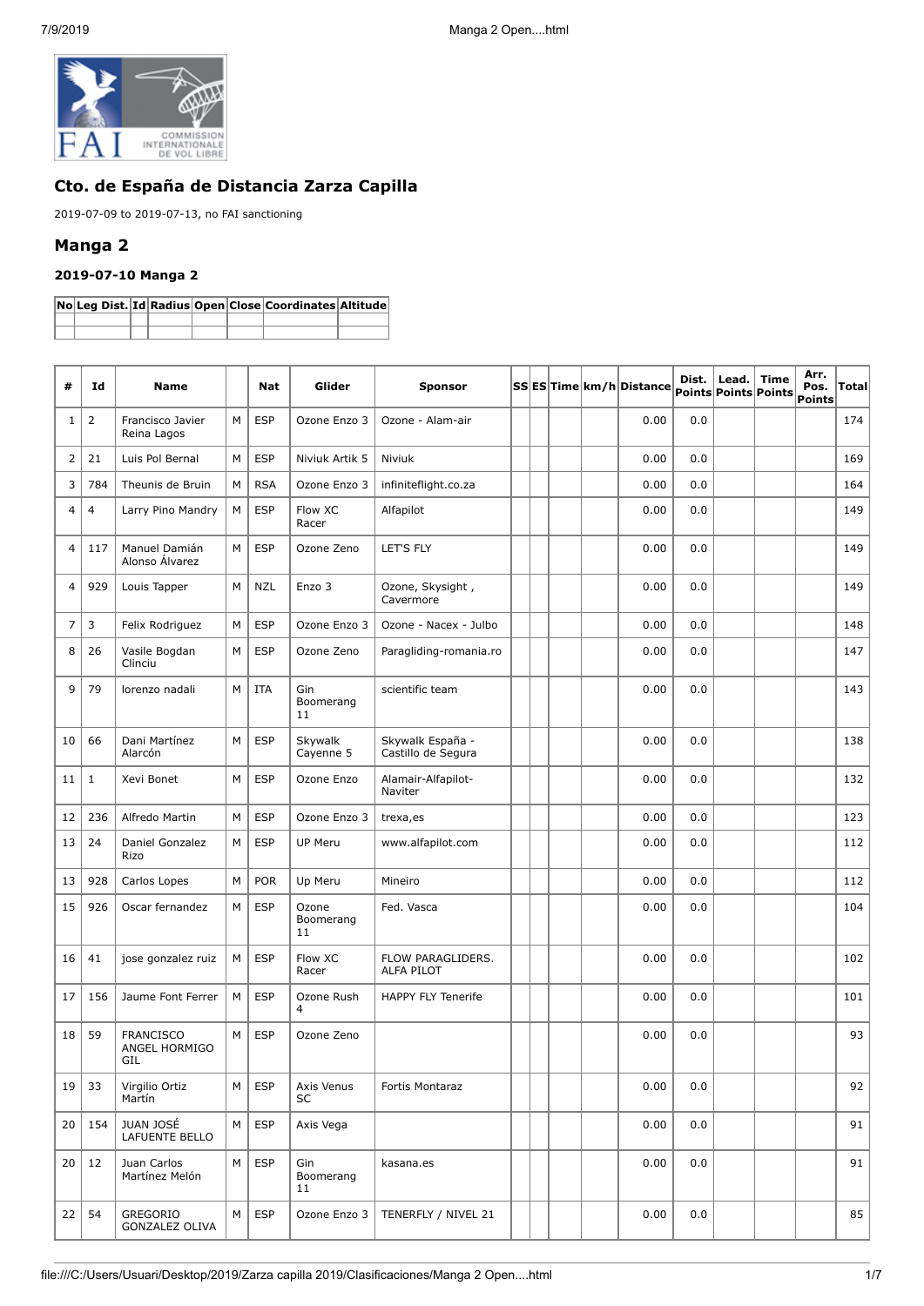## Cto. de España de Distancia Zarza Capilla

2019-07-09 to 2019-07-13, no FAI sanctioning

## Manga 2

### 2019-07-10 Manga 2

| No | Leg Dist. | Id | Radius | Open | Close | Coordinates | Altitude |
|---|---|---|---|---|---|---|---|
| | | | | | | | |

| # | Id | Name | | Nat | Glider | Sponsor | SS | ES | Time | km/h | Distance | Dist. Points | Lead. Points | Time Points | Arr. Pos. Points | Total |
|---|---|---|---|---|---|---|---|---|---|---|---|---|---|---|---|---|
| 1 | 2 | Francisco Javier Reina Lagos | M | ESP | Ozone Enzo 3 | Ozone - Alam-air | | | | | 0.00 | 0.0 | | | | 174 |
| 2 | 21 | Luis Pol Bernal | M | ESP | Niviuk Artik 5 | Niviuk | | | | | 0.00 | 0.0 | | | | 169 |
| 3 | 784 | Theunis de Bruin | M | RSA | Ozone Enzo 3 | infiniteflight.co.za | | | | | 0.00 | 0.0 | | | | 164 |
| 4 | 4 | Larry Pino Mandry | M | ESP | Flow XC Racer | Alfapilot | | | | | 0.00 | 0.0 | | | | 149 |
| 4 | 117 | Manuel Damián Alonso Álvarez | M | ESP | Ozone Zeno | LET'S FLY | | | | | 0.00 | 0.0 | | | | 149 |
| 4 | 929 | Louis Tapper | M | NZL | Enzo 3 | Ozone, Skysight , Cavermore | | | | | 0.00 | 0.0 | | | | 149 |
| 7 | 3 | Felix Rodriguez | M | ESP | Ozone Enzo 3 | Ozone - Nacex - Julbo | | | | | 0.00 | 0.0 | | | | 148 |
| 8 | 26 | Vasile Bogdan Clinciu | M | ESP | Ozone Zeno | Paragliding-romania.ro | | | | | 0.00 | 0.0 | | | | 147 |
| 9 | 79 | lorenzo nadali | M | ITA | Gin Boomerang 11 | scientific team | | | | | 0.00 | 0.0 | | | | 143 |
| 10 | 66 | Dani Martínez Alarcón | M | ESP | Skywalk Cayenne 5 | Skywalk España - Castillo de Segura | | | | | 0.00 | 0.0 | | | | 138 |
| 11 | 1 | Xevi Bonet | M | ESP | Ozone Enzo | Alamair-Alfapilot-Naviter | | | | | 0.00 | 0.0 | | | | 132 |
| 12 | 236 | Alfredo Martin | M | ESP | Ozone Enzo 3 | trexa,es | | | | | 0.00 | 0.0 | | | | 123 |
| 13 | 24 | Daniel Gonzalez Rizo | M | ESP | UP Meru | www.alfapilot.com | | | | | 0.00 | 0.0 | | | | 112 |
| 13 | 928 | Carlos Lopes | M | POR | Up Meru | Mineiro | | | | | 0.00 | 0.0 | | | | 112 |
| 15 | 926 | Oscar fernandez | M | ESP | Ozone Boomerang 11 | Fed. Vasca | | | | | 0.00 | 0.0 | | | | 104 |
| 16 | 41 | jose gonzalez ruiz | M | ESP | Flow XC Racer | FLOW PARAGLIDERS. ALFA PILOT | | | | | 0.00 | 0.0 | | | | 102 |
| 17 | 156 | Jaume Font Ferrer | M | ESP | Ozone Rush 4 | HAPPY FLY Tenerife | | | | | 0.00 | 0.0 | | | | 101 |
| 18 | 59 | FRANCISCO ANGEL HORMIGO GIL | M | ESP | Ozone Zeno | | | | | | 0.00 | 0.0 | | | | 93 |
| 19 | 33 | Virgilio Ortiz Martín | M | ESP | Axis Venus SC | Fortis Montaraz | | | | | 0.00 | 0.0 | | | | 92 |
| 20 | 154 | JUAN JOSÉ LAFUENTE BELLO | M | ESP | Axis Vega | | | | | | 0.00 | 0.0 | | | | 91 |
| 20 | 12 | Juan Carlos Martínez Melón | M | ESP | Gin Boomerang 11 | kasana.es | | | | | 0.00 | 0.0 | | | | 91 |
| 22 | 54 | GREGORIO GONZALEZ OLIVA | M | ESP | Ozone Enzo 3 | TENERFLY / NIVEL 21 | | | | | 0.00 | 0.0 | | | | 85 |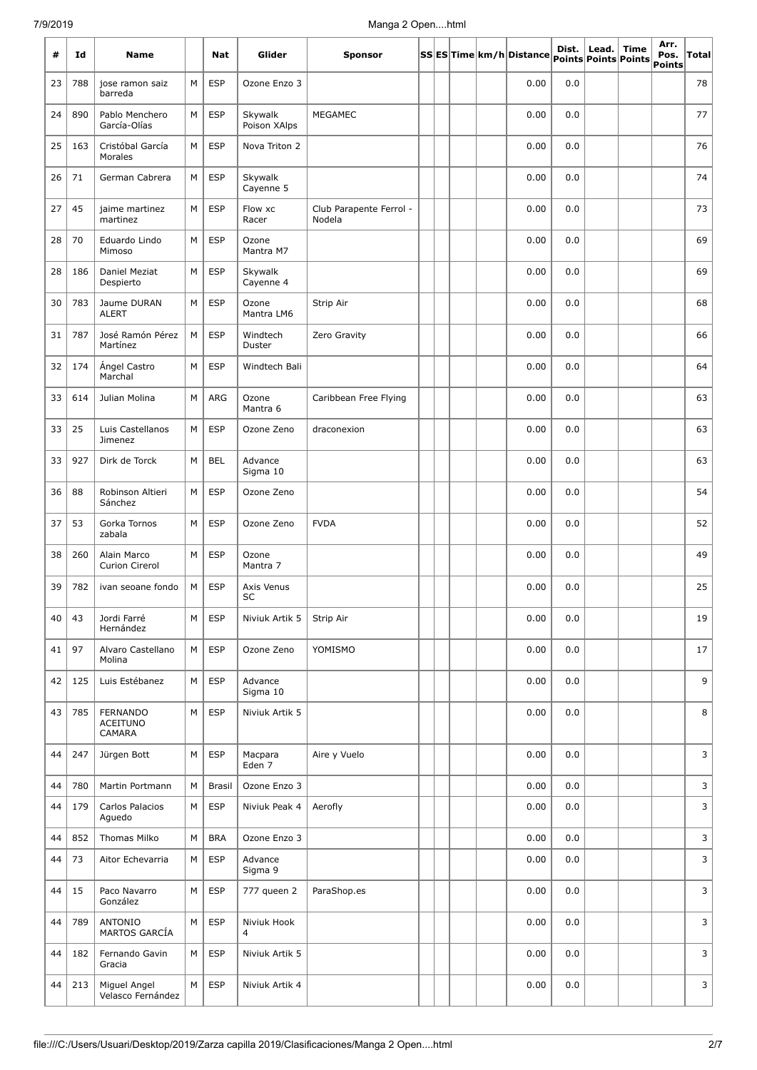| # | Id | Name | | Nat | Glider | Sponsor | SS | ES | Time | km/h | Distance | Dist. Points | Lead. Points | Time Points | Arr. Pos. Points | Total |
|---|---|---|---|---|---|---|---|---|---|---|---|---|---|---|---|---|
| 23 | 788 | jose ramon saiz barreda | M | ESP | Ozone Enzo 3 | | | | | | 0.00 | 0.0 | | | | 78 |
| 24 | 890 | Pablo Menchero García-Olías | M | ESP | Skywalk Poison XAlps | MEGAMEC | | | | | 0.00 | 0.0 | | | | 77 |
| 25 | 163 | Cristóbal García Morales | M | ESP | Nova Triton 2 | | | | | | 0.00 | 0.0 | | | | 76 |
| 26 | 71 | German Cabrera | M | ESP | Skywalk Cayenne 5 | | | | | | 0.00 | 0.0 | | | | 74 |
| 27 | 45 | jaime martinez martinez | M | ESP | Flow xc Racer | Club Parapente Ferrol - Nodela | | | | | 0.00 | 0.0 | | | | 73 |
| 28 | 70 | Eduardo Lindo Mimoso | M | ESP | Ozone Mantra M7 | | | | | | 0.00 | 0.0 | | | | 69 |
| 28 | 186 | Daniel Meziat Despierto | M | ESP | Skywalk Cayenne 4 | | | | | | 0.00 | 0.0 | | | | 69 |
| 30 | 783 | Jaume DURAN ALERT | M | ESP | Ozone Mantra LM6 | Strip Air | | | | | 0.00 | 0.0 | | | | 68 |
| 31 | 787 | José Ramón Pérez Martínez | M | ESP | Windtech Duster | Zero Gravity | | | | | 0.00 | 0.0 | | | | 66 |
| 32 | 174 | Ángel Castro Marchal | M | ESP | Windtech Bali | | | | | | 0.00 | 0.0 | | | | 64 |
| 33 | 614 | Julian Molina | M | ARG | Ozone Mantra 6 | Caribbean Free Flying | | | | | 0.00 | 0.0 | | | | 63 |
| 33 | 25 | Luis Castellanos Jimenez | M | ESP | Ozone Zeno | draconexion | | | | | 0.00 | 0.0 | | | | 63 |
| 33 | 927 | Dirk de Torck | M | BEL | Advance Sigma 10 | | | | | | 0.00 | 0.0 | | | | 63 |
| 36 | 88 | Robinson Altieri Sánchez | M | ESP | Ozone Zeno | | | | | | 0.00 | 0.0 | | | | 54 |
| 37 | 53 | Gorka Tornos zabala | M | ESP | Ozone Zeno | FVDA | | | | | 0.00 | 0.0 | | | | 52 |
| 38 | 260 | Alain Marco Curion Cirerol | M | ESP | Ozone Mantra 7 | | | | | | 0.00 | 0.0 | | | | 49 |
| 39 | 782 | ivan seoane fondo | M | ESP | Axis Venus SC | | | | | | 0.00 | 0.0 | | | | 25 |
| 40 | 43 | Jordi Farré Hernández | M | ESP | Niviuk Artik 5 | Strip Air | | | | | 0.00 | 0.0 | | | | 19 |
| 41 | 97 | Alvaro Castellano Molina | M | ESP | Ozone Zeno | YOMISMO | | | | | 0.00 | 0.0 | | | | 17 |
| 42 | 125 | Luis Estébanez | M | ESP | Advance Sigma 10 | | | | | | 0.00 | 0.0 | | | | 9 |
| 43 | 785 | FERNANDO ACEITUNO CAMARA | M | ESP | Niviuk Artik 5 | | | | | | 0.00 | 0.0 | | | | 8 |
| 44 | 247 | Jürgen Bott | M | ESP | Macpara Eden 7 | Aire y Vuelo | | | | | 0.00 | 0.0 | | | | 3 |
| 44 | 780 | Martin Portmann | M | Brasil | Ozone Enzo 3 | | | | | | 0.00 | 0.0 | | | | 3 |
| 44 | 179 | Carlos Palacios Aguedo | M | ESP | Niviuk Peak 4 | Aerofly | | | | | 0.00 | 0.0 | | | | 3 |
| 44 | 852 | Thomas Milko | M | BRA | Ozone Enzo 3 | | | | | | 0.00 | 0.0 | | | | 3 |
| 44 | 73 | Aitor Echevarria | M | ESP | Advance Sigma 9 | | | | | | 0.00 | 0.0 | | | | 3 |
| 44 | 15 | Paco Navarro González | M | ESP | 777 queen 2 | ParaShop.es | | | | | 0.00 | 0.0 | | | | 3 |
| 44 | 789 | ANTONIO MARTOS GARCÍA | M | ESP | Niviuk Hook 4 | | | | | | 0.00 | 0.0 | | | | 3 |
| 44 | 182 | Fernando Gavin Gracia | M | ESP | Niviuk Artik 5 | | | | | | 0.00 | 0.0 | | | | 3 |
| 44 | 213 | Miguel Angel Velasco Fernández | M | ESP | Niviuk Artik 4 | | | | | | 0.00 | 0.0 | | | | 3 |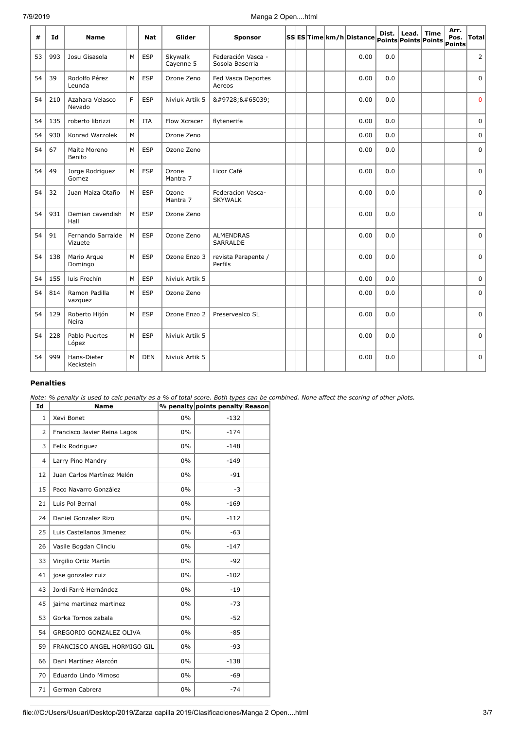| # | Id | Name | | Nat | Glider | Sponsor | SS | ES | Time | km/h | Distance | Dist. Points | Lead. Points | Time Points | Arr. Pos. Points | Total |
|---|---|---|---|---|---|---|---|---|---|---|---|---|---|---|---|---|
| 53 | 993 | Josu Gisasola | M | ESP | Skywalk Cayenne 5 | Federación Vasca - Sosola Baserria | | | | | 0.00 | 0.0 | | | | 2 |
| 54 | 39 | Rodolfo Pérez Leunda | M | ESP | Ozone Zeno | Fed Vasca Deportes Aereos | | | | | 0.00 | 0.0 | | | | 0 |
| 54 | 210 | Azahara Velasco Nevado | F | ESP | Niviuk Artik 5 | &#9728;&#65039; | | | | | 0.00 | 0.0 | | | | 0 |
| 54 | 135 | roberto librizzi | M | ITA | Flow Xcracer | flytenerife | | | | | 0.00 | 0.0 | | | | 0 |
| 54 | 930 | Konrad Warzolek | M | | Ozone Zeno | | | | | | 0.00 | 0.0 | | | | 0 |
| 54 | 67 | Maite Moreno Benito | M | ESP | Ozone Zeno | | | | | | 0.00 | 0.0 | | | | 0 |
| 54 | 49 | Jorge Rodriguez Gomez | M | ESP | Ozone Mantra 7 | Licor Café | | | | | 0.00 | 0.0 | | | | 0 |
| 54 | 32 | Juan Maiza Otaño | M | ESP | Ozone Mantra 7 | Federacion Vasca-SKYWALK | | | | | 0.00 | 0.0 | | | | 0 |
| 54 | 931 | Demian cavendish Hall | M | ESP | Ozone Zeno | | | | | | 0.00 | 0.0 | | | | 0 |
| 54 | 91 | Fernando Sarralde Vizuete | M | ESP | Ozone Zeno | ALMENDRAS SARRALDE | | | | | 0.00 | 0.0 | | | | 0 |
| 54 | 138 | Mario Arque Domingo | M | ESP | Ozone Enzo 3 | revista Parapente / Perfils | | | | | 0.00 | 0.0 | | | | 0 |
| 54 | 155 | luis Frechín | M | ESP | Niviuk Artik 5 | | | | | | 0.00 | 0.0 | | | | 0 |
| 54 | 814 | Ramon Padilla vazquez | M | ESP | Ozone Zeno | | | | | | 0.00 | 0.0 | | | | 0 |
| 54 | 129 | Roberto Hijón Neira | M | ESP | Ozone Enzo 2 | Preservealco SL | | | | | 0.00 | 0.0 | | | | 0 |
| 54 | 228 | Pablo Puertes López | M | ESP | Niviuk Artik 5 | | | | | | 0.00 | 0.0 | | | | 0 |
| 54 | 999 | Hans-Dieter Keckstein | M | DEN | Niviuk Artik 5 | | | | | | 0.00 | 0.0 | | | | 0 |

### Penalties

*Note: % penalty is used to calc penalty as a % of total score. Both types can be combined. None affect the scoring of other pilots.*

| Id | Name | % penalty | points penalty | Reason |
|---|---|---|---|---|
| 1 | Xevi Bonet | 0% | -132 | |
| 2 | Francisco Javier Reina Lagos | 0% | -174 | |
| 3 | Felix Rodriguez | 0% | -148 | |
| 4 | Larry Pino Mandry | 0% | -149 | |
| 12 | Juan Carlos Martínez Melón | 0% | -91 | |
| 15 | Paco Navarro González | 0% | -3 | |
| 21 | Luis Pol Bernal | 0% | -169 | |
| 24 | Daniel Gonzalez Rizo | 0% | -112 | |
| 25 | Luis Castellanos Jimenez | 0% | -63 | |
| 26 | Vasile Bogdan Clinciu | 0% | -147 | |
| 33 | Virgilio Ortiz Martín | 0% | -92 | |
| 41 | jose gonzalez ruiz | 0% | -102 | |
| 43 | Jordi Farré Hernández | 0% | -19 | |
| 45 | jaime martinez martinez | 0% | -73 | |
| 53 | Gorka Tornos zabala | 0% | -52 | |
| 54 | GREGORIO GONZALEZ OLIVA | 0% | -85 | |
| 59 | FRANCISCO ANGEL HORMIGO GIL | 0% | -93 | |
| 66 | Dani Martínez Alarcón | 0% | -138 | |
| 70 | Eduardo Lindo Mimoso | 0% | -69 | |
| 71 | German Cabrera | 0% | -74 | |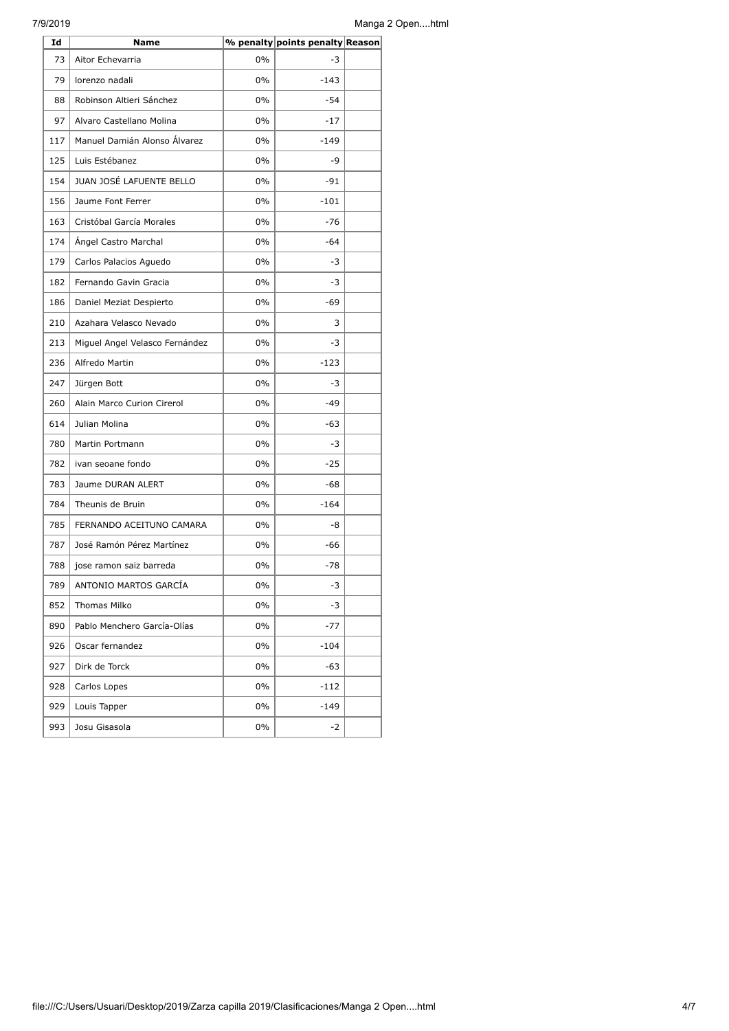| Id | Name | % penalty | points penalty | Reason |
|---|---|---|---|---|
| 73 | Aitor Echevarria | 0% | -3 | |
| 79 | lorenzo nadali | 0% | -143 | |
| 88 | Robinson Altieri Sánchez | 0% | -54 | |
| 97 | Alvaro Castellano Molina | 0% | -17 | |
| 117 | Manuel Damián Alonso Álvarez | 0% | -149 | |
| 125 | Luis Estébanez | 0% | -9 | |
| 154 | JUAN JOSÉ LAFUENTE BELLO | 0% | -91 | |
| 156 | Jaume Font Ferrer | 0% | -101 | |
| 163 | Cristóbal García Morales | 0% | -76 | |
| 174 | Ángel Castro Marchal | 0% | -64 | |
| 179 | Carlos Palacios Aguedo | 0% | -3 | |
| 182 | Fernando Gavin Gracia | 0% | -3 | |
| 186 | Daniel Meziat Despierto | 0% | -69 | |
| 210 | Azahara Velasco Nevado | 0% | 3 | |
| 213 | Miguel Angel Velasco Fernández | 0% | -3 | |
| 236 | Alfredo Martin | 0% | -123 | |
| 247 | Jürgen Bott | 0% | -3 | |
| 260 | Alain Marco Curion Cirerol | 0% | -49 | |
| 614 | Julian Molina | 0% | -63 | |
| 780 | Martin Portmann | 0% | -3 | |
| 782 | ivan seoane fondo | 0% | -25 | |
| 783 | Jaume DURAN ALERT | 0% | -68 | |
| 784 | Theunis de Bruin | 0% | -164 | |
| 785 | FERNANDO ACEITUNO CAMARA | 0% | -8 | |
| 787 | José Ramón Pérez Martínez | 0% | -66 | |
| 788 | jose ramon saiz barreda | 0% | -78 | |
| 789 | ANTONIO MARTOS GARCÍA | 0% | -3 | |
| 852 | Thomas Milko | 0% | -3 | |
| 890 | Pablo Menchero García-Olías | 0% | -77 | |
| 926 | Oscar fernandez | 0% | -104 | |
| 927 | Dirk de Torck | 0% | -63 | |
| 928 | Carlos Lopes | 0% | -112 | |
| 929 | Louis Tapper | 0% | -149 | |
| 993 | Josu Gisasola | 0% | -2 | |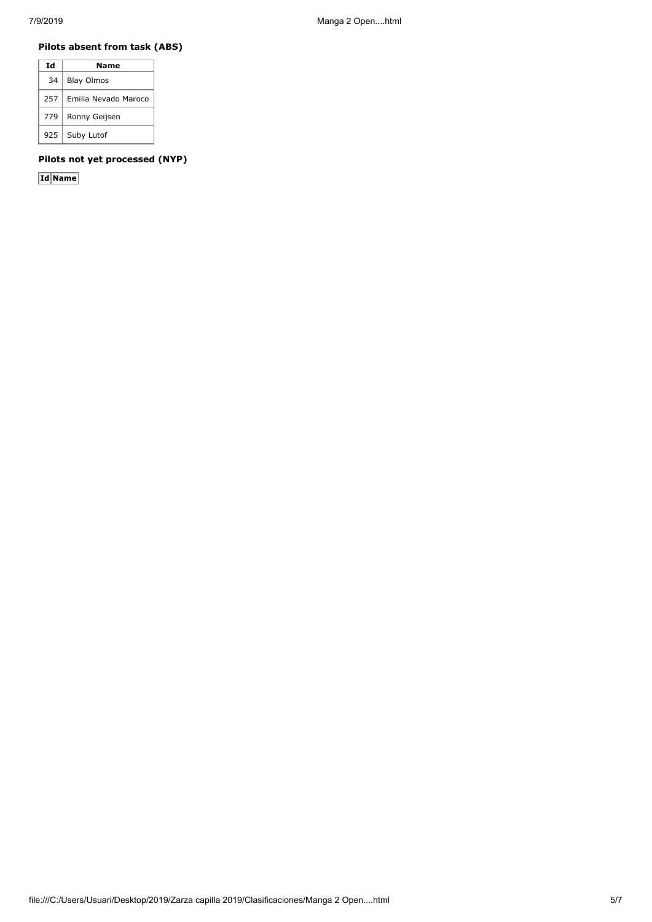### Pilots absent from task (ABS)

| Id | Name |
|---|---|
| 34 | Blay Olmos |
| 257 | Emilia Nevado Maroco |
| 779 | Ronny Geijsen |
| 925 | Suby Lutof |

### Pilots not yet processed (NYP)

| Id | Name |
|---|---|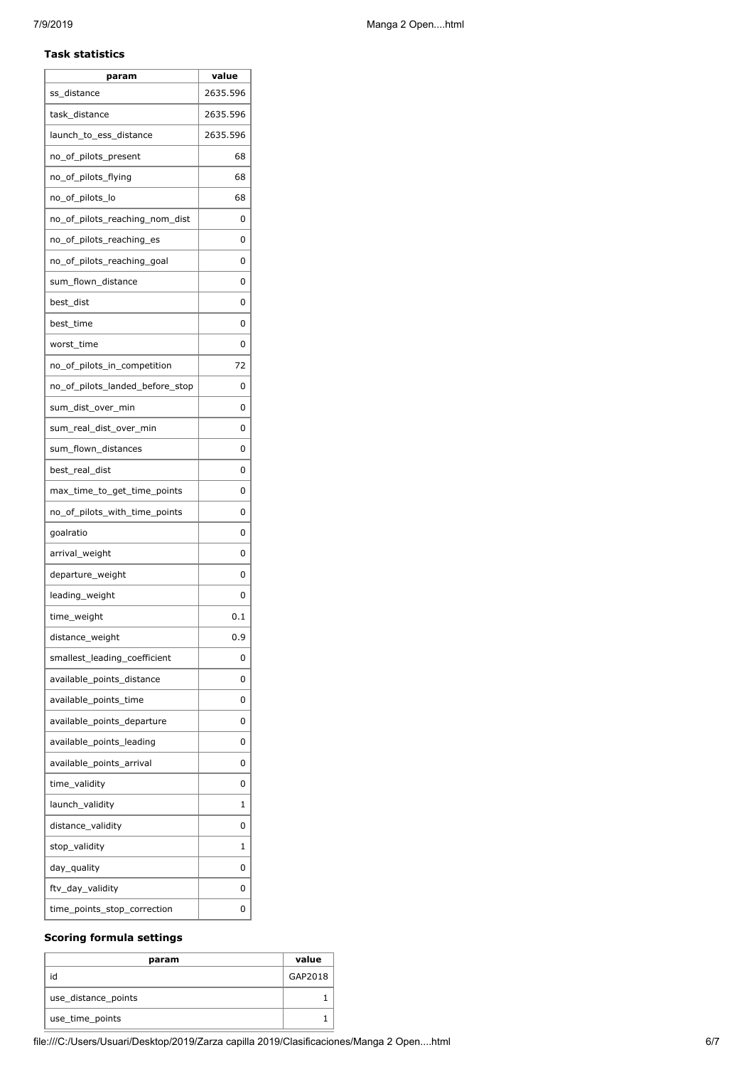### Task statistics

| param | value |
| --- | --- |
| ss_distance | 2635.596 |
| task_distance | 2635.596 |
| launch_to_ess_distance | 2635.596 |
| no_of_pilots_present | 68 |
| no_of_pilots_flying | 68 |
| no_of_pilots_lo | 68 |
| no_of_pilots_reaching_nom_dist | 0 |
| no_of_pilots_reaching_es | 0 |
| no_of_pilots_reaching_goal | 0 |
| sum_flown_distance | 0 |
| best_dist | 0 |
| best_time | 0 |
| worst_time | 0 |
| no_of_pilots_in_competition | 72 |
| no_of_pilots_landed_before_stop | 0 |
| sum_dist_over_min | 0 |
| sum_real_dist_over_min | 0 |
| sum_flown_distances | 0 |
| best_real_dist | 0 |
| max_time_to_get_time_points | 0 |
| no_of_pilots_with_time_points | 0 |
| goalratio | 0 |
| arrival_weight | 0 |
| departure_weight | 0 |
| leading_weight | 0 |
| time_weight | 0.1 |
| distance_weight | 0.9 |
| smallest_leading_coefficient | 0 |
| available_points_distance | 0 |
| available_points_time | 0 |
| available_points_departure | 0 |
| available_points_leading | 0 |
| available_points_arrival | 0 |
| time_validity | 0 |
| launch_validity | 1 |
| distance_validity | 0 |
| stop_validity | 1 |
| day_quality | 0 |
| ftv_day_validity | 0 |
| time_points_stop_correction | 0 |

### Scoring formula settings

| param | value |
| --- | --- |
| id | GAP2018 |
| use_distance_points | 1 |
| use_time_points | 1 |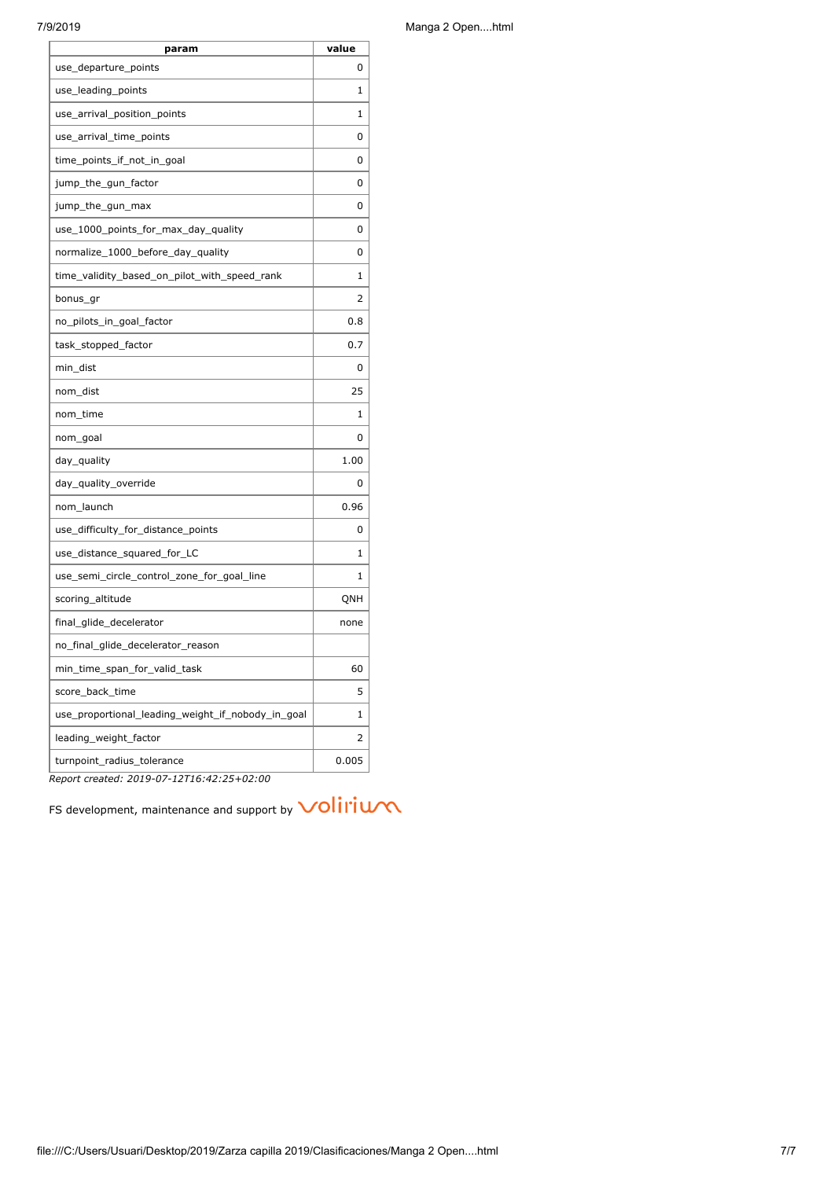| param | value |
|---|---|
| use_departure_points | 0 |
| use_leading_points | 1 |
| use_arrival_position_points | 1 |
| use_arrival_time_points | 0 |
| time_points_if_not_in_goal | 0 |
| jump_the_gun_factor | 0 |
| jump_the_gun_max | 0 |
| use_1000_points_for_max_day_quality | 0 |
| normalize_1000_before_day_quality | 0 |
| time_validity_based_on_pilot_with_speed_rank | 1 |
| bonus_gr | 2 |
| no_pilots_in_goal_factor | 0.8 |
| task_stopped_factor | 0.7 |
| min_dist | 0 |
| nom_dist | 25 |
| nom_time | 1 |
| nom_goal | 0 |
| day_quality | 1.00 |
| day_quality_override | 0 |
| nom_launch | 0.96 |
| use_difficulty_for_distance_points | 0 |
| use_distance_squared_for_LC | 1 |
| use_semi_circle_control_zone_for_goal_line | 1 |
| scoring_altitude | QNH |
| final_glide_decelerator | none |
| no_final_glide_decelerator_reason | |
| min_time_span_for_valid_task | 60 |
| score_back_time | 5 |
| use_proportional_leading_weight_if_nobody_in_goal | 1 |
| leading_weight_factor | 2 |
| turnpoint_radius_tolerance | 0.005 |

*Report created: 2019-07-12T16:42:25+02:00*

FS development, maintenance and support by volirium